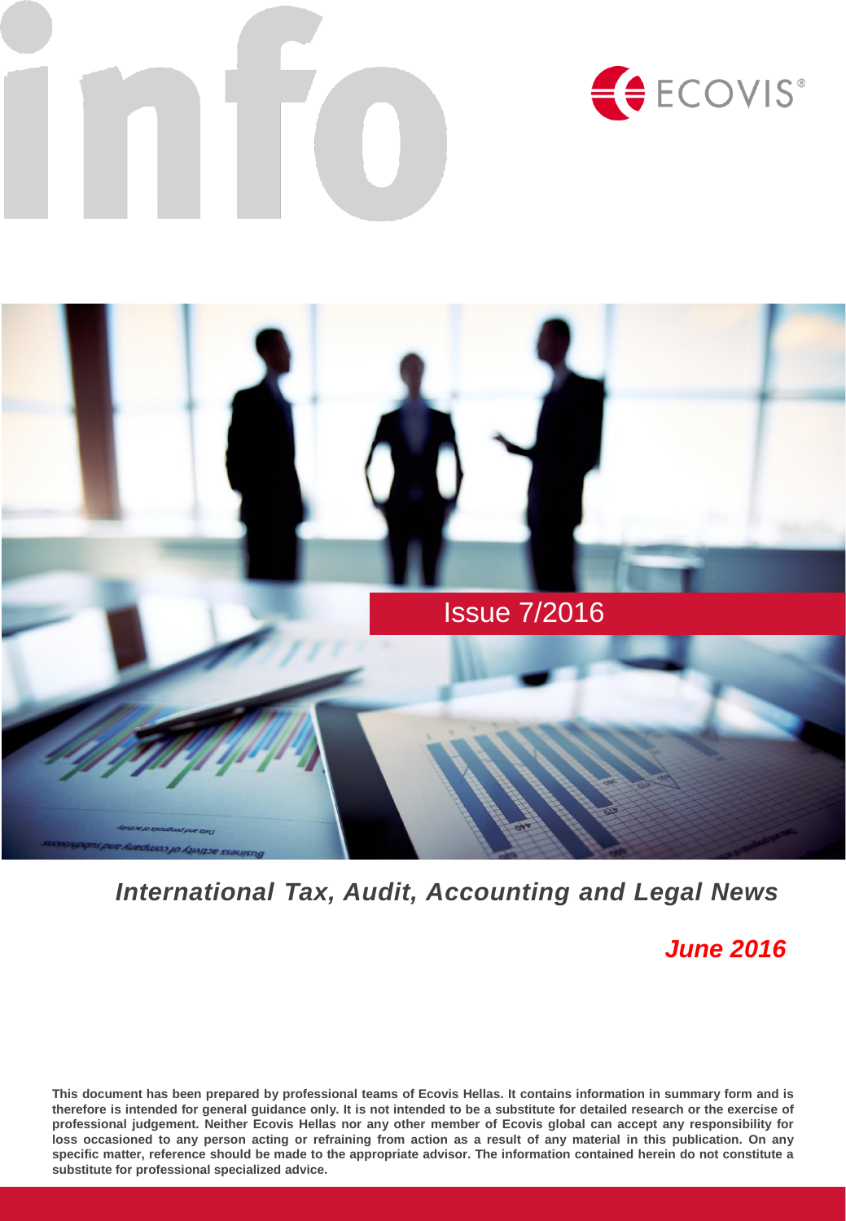# info

ECOVIS®

Issue 7/2016

***International Tax, Audit, Accounting and Legal News***

***June 2016***

**This document has been prepared by professional teams of Ecovis Hellas. It contains information in summary form and is therefore is intended for general guidance only. It is not intended to be a substitute for detailed research or the exercise of professional judgement. Neither Ecovis Hellas nor any other member of Ecovis global can accept any responsibility for loss occasioned to any person acting or refraining from action as a result of any material in this publication. On any specific matter, reference should be made to the appropriate advisor. The information contained herein do not constitute a substitute for professional specialized advice.**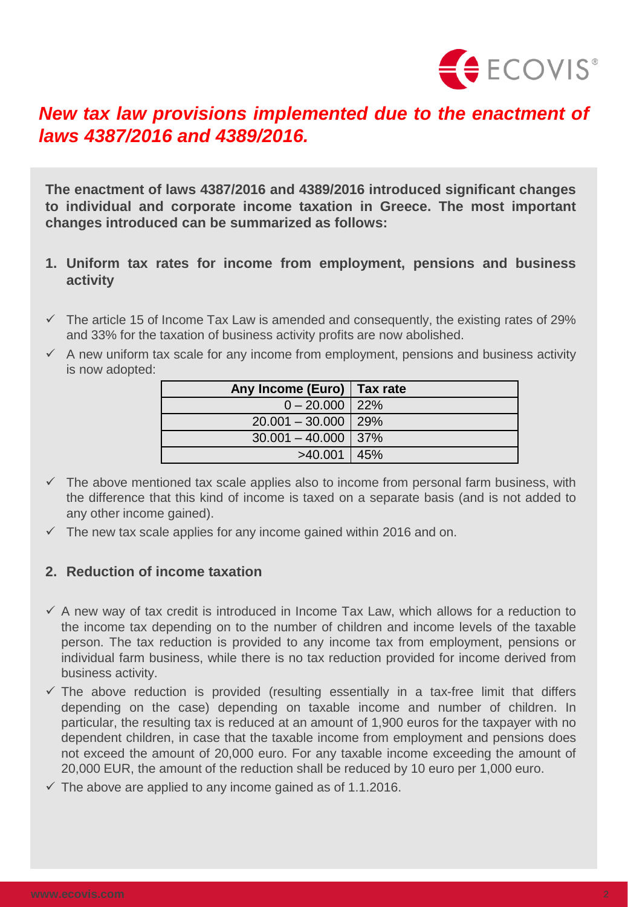## *New tax law provisions implemented due to the enactment of laws 4387/2016 and 4389/2016.*

**The enactment of laws 4387/2016 and 4389/2016 introduced significant changes to individual and corporate income taxation in Greece. The most important changes introduced can be summarized as follows:**

### 1. Uniform tax rates for income from employment, pensions and business activity

- ✓ The article 15 of Income Tax Law is amended and consequently, the existing rates of 29% and 33% for the taxation of business activity profits are now abolished.
- ✓ A new uniform tax scale for any income from employment, pensions and business activity is now adopted:

| Any Income (Euro) | Tax rate |
|---|---|
| 0 – 20.000 | 22% |
| 20.001 – 30.000 | 29% |
| 30.001 – 40.000 | 37% |
| >40.001 | 45% |

- ✓ The above mentioned tax scale applies also to income from personal farm business, with the difference that this kind of income is taxed on a separate basis (and is not added to any other income gained).
- ✓ The new tax scale applies for any income gained within 2016 and on.

### 2. Reduction of income taxation

- ✓ A new way of tax credit is introduced in Income Tax Law, which allows for a reduction to the income tax depending on to the number of children and income levels of the taxable person. The tax reduction is provided to any income tax from employment, pensions or individual farm business, while there is no tax reduction provided for income derived from business activity.
- ✓ The above reduction is provided (resulting essentially in a tax-free limit that differs depending on the case) depending on taxable income and number of children. In particular, the resulting tax is reduced at an amount of 1,900 euros for the taxpayer with no dependent children, in case that the taxable income from employment and pensions does not exceed the amount of 20,000 euro. For any taxable income exceeding the amount of 20,000 EUR, the amount of the reduction shall be reduced by 10 euro per 1,000 euro.
- ✓ The above are applied to any income gained as of 1.1.2016.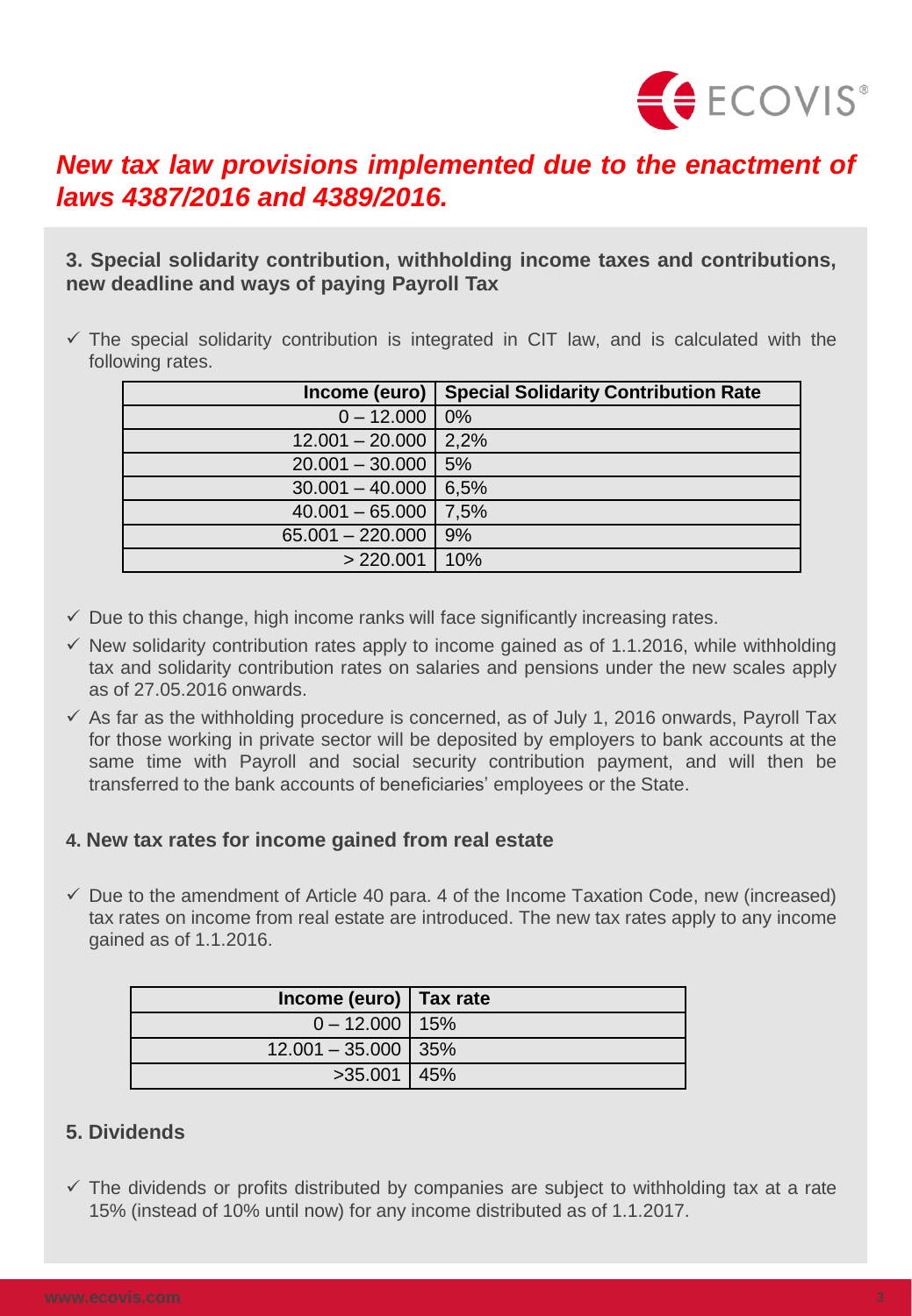# *New tax law provisions implemented due to the enactment of laws 4387/2016 and 4389/2016.*

**3. Special solidarity contribution, withholding income taxes and contributions, new deadline and ways of paying Payroll Tax**

- ✓ The special solidarity contribution is integrated in CIT law, and is calculated with the following rates.

| Income (euro) | Special Solidarity Contribution Rate |
|---:|---|
| 0 – 12.000 | 0% |
| 12.001 – 20.000 | 2,2% |
| 20.001 – 30.000 | 5% |
| 30.001 – 40.000 | 6,5% |
| 40.001 – 65.000 | 7,5% |
| 65.001 – 220.000 | 9% |
| > 220.001 | 10% |

- ✓ Due to this change, high income ranks will face significantly increasing rates.
- ✓ New solidarity contribution rates apply to income gained as of 1.1.2016, while withholding tax and solidarity contribution rates on salaries and pensions under the new scales apply as of 27.05.2016 onwards.
- ✓ As far as the withholding procedure is concerned, as of July 1, 2016 onwards, Payroll Tax for those working in private sector will be deposited by employers to bank accounts at the same time with Payroll and social security contribution payment, and will then be transferred to the bank accounts of beneficiaries' employees or the State.

**4. New tax rates for income gained from real estate**

- ✓ Due to the amendment of Article 40 para. 4 of the Income Taxation Code, new (increased) tax rates on income from real estate are introduced. The new tax rates apply to any income gained as of 1.1.2016.

| Income (euro) | Tax rate |
|---:|---|
| 0 – 12.000 | 15% |
| 12.001 – 35.000 | 35% |
| >35.001 | 45% |

**5. Dividends**

- ✓ The dividends or profits distributed by companies are subject to withholding tax at a rate 15% (instead of 10% until now) for any income distributed as of 1.1.2017.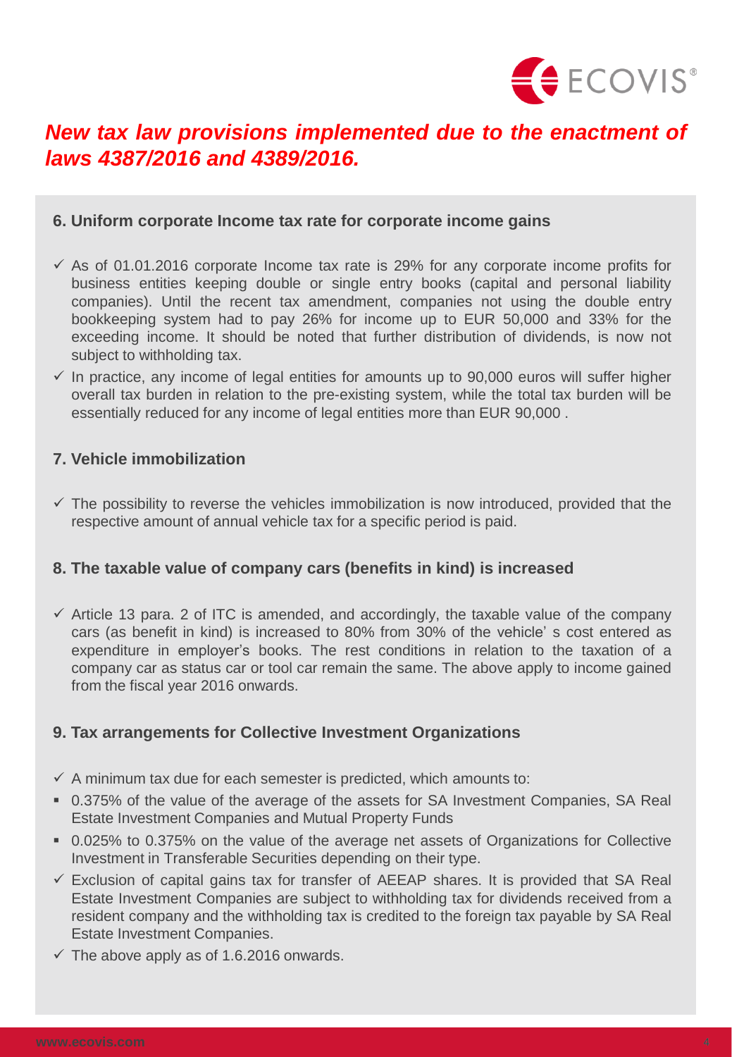*New tax law provisions implemented due to the enactment of laws 4387/2016 and 4389/2016.*

### 6. Uniform corporate Income tax rate for corporate income gains

- ✓ As of 01.01.2016 corporate Income tax rate is 29% for any corporate income profits for business entities keeping double or single entry books (capital and personal liability companies). Until the recent tax amendment, companies not using the double entry bookkeeping system had to pay 26% for income up to EUR 50,000 and 33% for the exceeding income. It should be noted that further distribution of dividends, is now not subject to withholding tax.
- ✓ In practice, any income of legal entities for amounts up to 90,000 euros will suffer higher overall tax burden in relation to the pre-existing system, while the total tax burden will be essentially reduced for any income of legal entities more than EUR 90,000 .

### 7. Vehicle immobilization

- ✓ The possibility to reverse the vehicles immobilization is now introduced, provided that the respective amount of annual vehicle tax for a specific period is paid.

### 8. The taxable value of company cars (benefits in kind) is increased

- ✓ Article 13 para. 2 of ITC is amended, and accordingly, the taxable value of the company cars (as benefit in kind) is increased to 80% from 30% of the vehicle' s cost entered as expenditure in employer's books. The rest conditions in relation to the taxation of a company car as status car or tool car remain the same. The above apply to income gained from the fiscal year 2016 onwards.

### 9. Tax arrangements for Collective Investment Organizations

- ✓ A minimum tax due for each semester is predicted, which amounts to:
  - 0.375% of the value of the average of the assets for SA Investment Companies, SA Real Estate Investment Companies and Mutual Property Funds
  - 0.025% to 0.375% on the value of the average net assets of Organizations for Collective Investment in Transferable Securities depending on their type.
- ✓ Exclusion of capital gains tax for transfer of AEEAP shares. It is provided that SA Real Estate Investment Companies are subject to withholding tax for dividends received from a resident company and the withholding tax is credited to the foreign tax payable by SA Real Estate Investment Companies.
- ✓ The above apply as of 1.6.2016 onwards.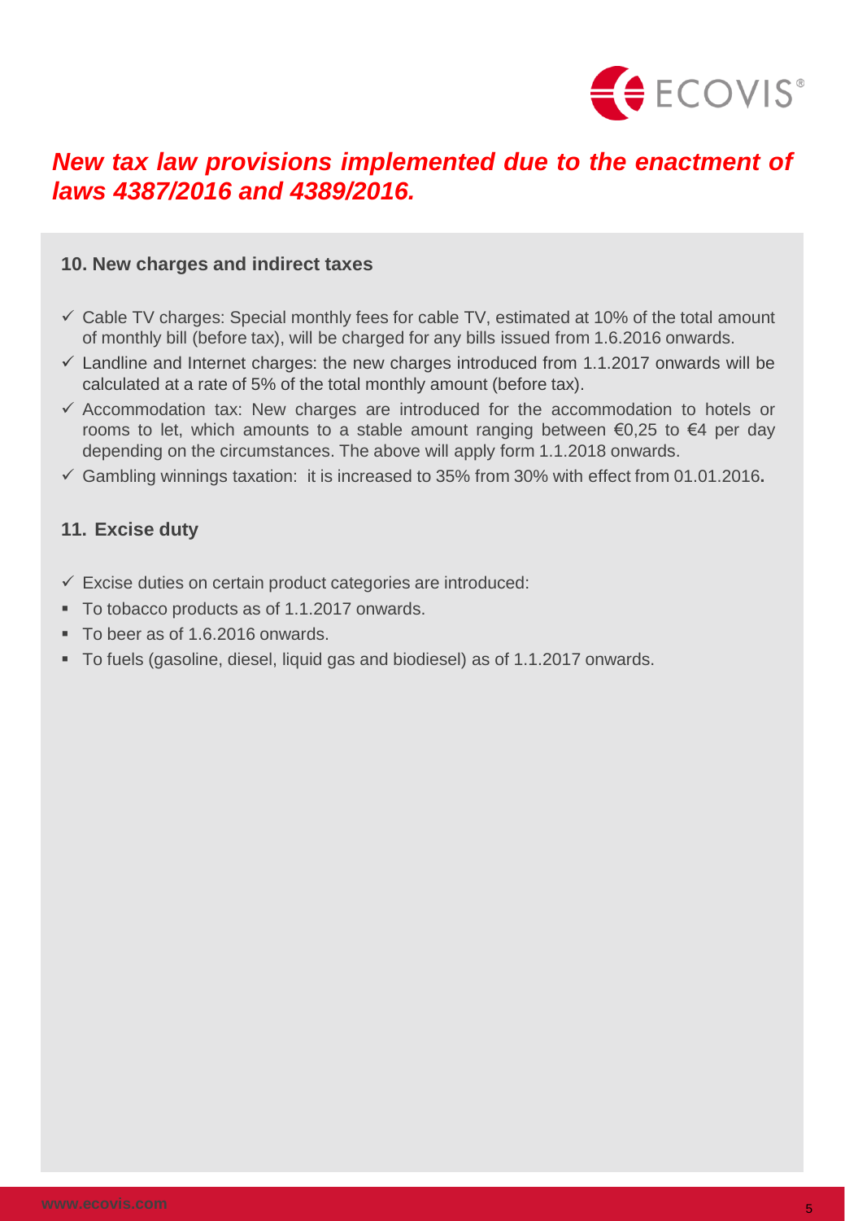## *New tax law provisions implemented due to the enactment of laws 4387/2016 and 4389/2016.*

### 10. New charges and indirect taxes

- ✓ Cable TV charges: Special monthly fees for cable TV, estimated at 10% of the total amount of monthly bill (before tax), will be charged for any bills issued from 1.6.2016 onwards.
- ✓ Landline and Internet charges: the new charges introduced from 1.1.2017 onwards will be calculated at a rate of 5% of the total monthly amount (before tax).
- ✓ Accommodation tax: New charges are introduced for the accommodation to hotels or rooms to let, which amounts to a stable amount ranging between €0,25 to €4 per day depending on the circumstances. The above will apply form 1.1.2018 onwards.
- ✓ Gambling winnings taxation: it is increased to 35% from 30% with effect from 01.01.2016**.**

### 11. Excise duty

- ✓ Excise duties on certain product categories are introduced:
- To tobacco products as of 1.1.2017 onwards.
- To beer as of 1.6.2016 onwards.
- To fuels (gasoline, diesel, liquid gas and biodiesel) as of 1.1.2017 onwards.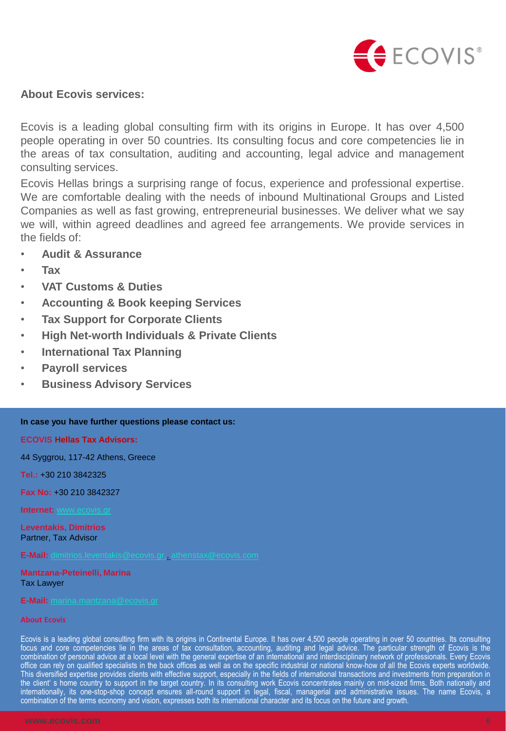## About Ecovis services:

Ecovis is a leading global consulting firm with its origins in Europe. It has over 4,500 people operating in over 50 countries. Its consulting focus and core competencies lie in the areas of tax consultation, auditing and accounting, legal advice and management consulting services.

Ecovis Hellas brings a surprising range of focus, experience and professional expertise. We are comfortable dealing with the needs of inbound Multinational Groups and Listed Companies as well as fast growing, entrepreneurial businesses. We deliver what we say we will, within agreed deadlines and agreed fee arrangements. We provide services in the fields of:

- **Audit & Assurance**
- **Tax**
- **VAT Customs & Duties**
- **Accounting & Book keeping Services**
- **Tax Support for Corporate Clients**
- **High Net-worth Individuals & Private Clients**
- **International Tax Planning**
- **Payroll services**
- **Business Advisory Services**

**In case you have further questions please contact us:**

**ECOVIS Hellas Tax Advisors:**

44 Syggrou, 117-42 Athens, Greece

**Tel.:** +30 210 3842325

**Fax No:** +30 210 3842327

**Internet:** www.ecovis.gr

**Leventakis, Dimitrios**
Partner, Tax Advisor

**E-Mail:** dimitrios.leventakis@ecovis.gr , athenstax@ecovis.com

**Mantzana-Peteinelli, Marina**
Tax Lawyer

**E-Mail:** marina.mantzana@ecovis.gr

**About Ecovis**

Ecovis is a leading global consulting firm with its origins in Continental Europe. It has over 4,500 people operating in over 50 countries. Its consulting focus and core competencies lie in the areas of tax consultation, accounting, auditing and legal advice. The particular strength of Ecovis is the combination of personal advice at a local level with the general expertise of an international and interdisciplinary network of professionals. Every Ecovis office can rely on qualified specialists in the back offices as well as on the specific industrial or national know-how of all the Ecovis experts worldwide. This diversified expertise provides clients with effective support, especially in the fields of international transactions and investments from preparation in the client' s home country to support in the target country. In its consulting work Ecovis concentrates mainly on mid-sized firms. Both nationally and internationally, its one-stop-shop concept ensures all-round support in legal, fiscal, managerial and administrative issues. The name Ecovis, a combination of the terms economy and vision, expresses both its international character and its focus on the future and growth.

www.ecovis.com